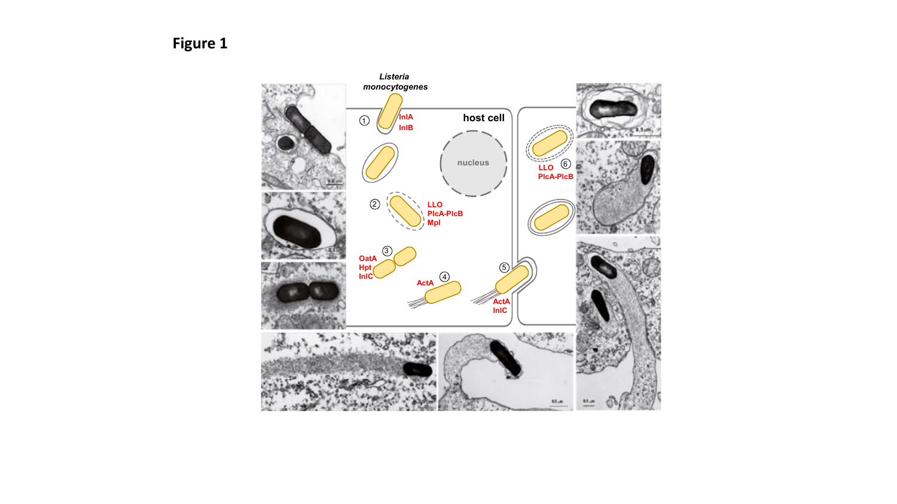# Figure 1

*Listeria monocytogenes*

host cell

nucleus

① InlA InlB

② LLO PlcA-PlcB Mpl

③ OatA Hpt InlC

④ ActA

⑤ ActA InlC

⑥ LLO PlcA-PlcB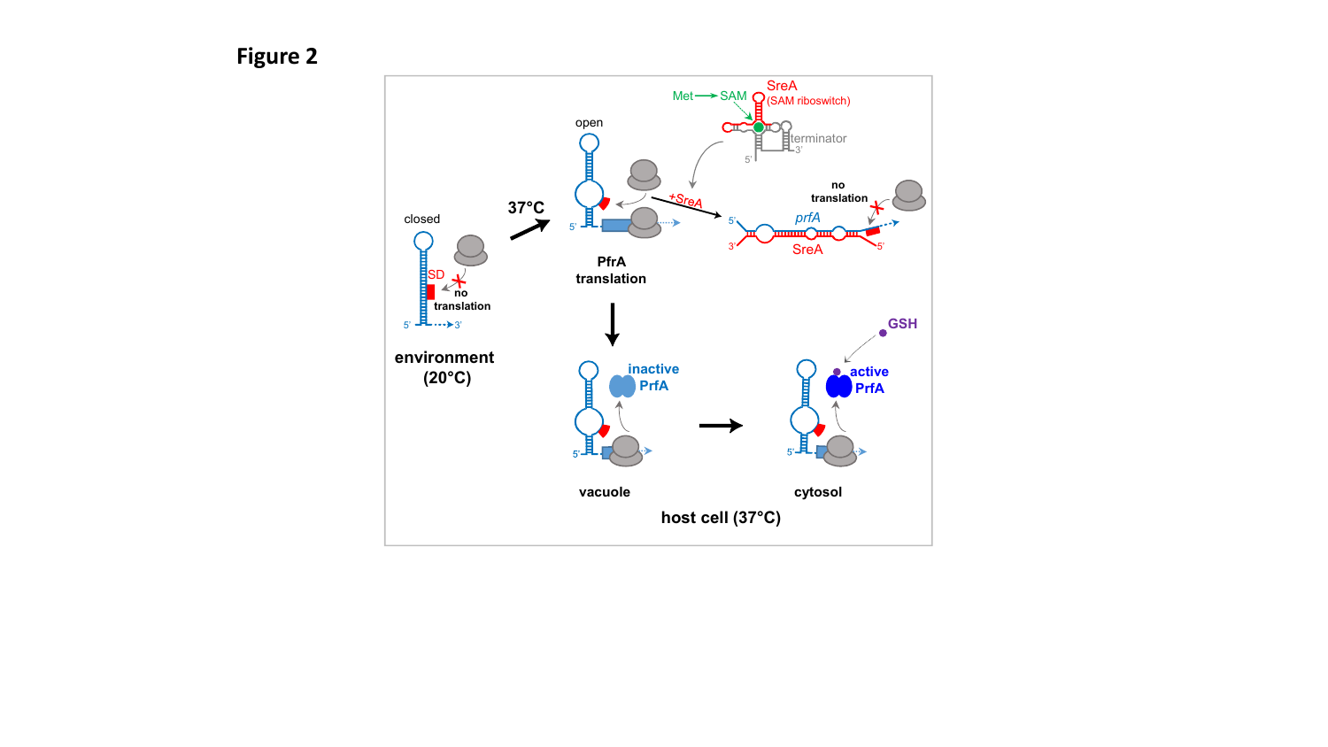# Figure 2

closed

SD

no translation

5' 3'

environment (20°C)

37°C

open

5'

PfrA translation

Met → SAM

SreA (SAM riboswitch)

terminator

5' 3'

+SreA

no translation

5' *prfA*

3' SreA 5'

inactive PrfA

5'

vacuole

GSH

active PrfA

5'

cytosol

host cell (37°C)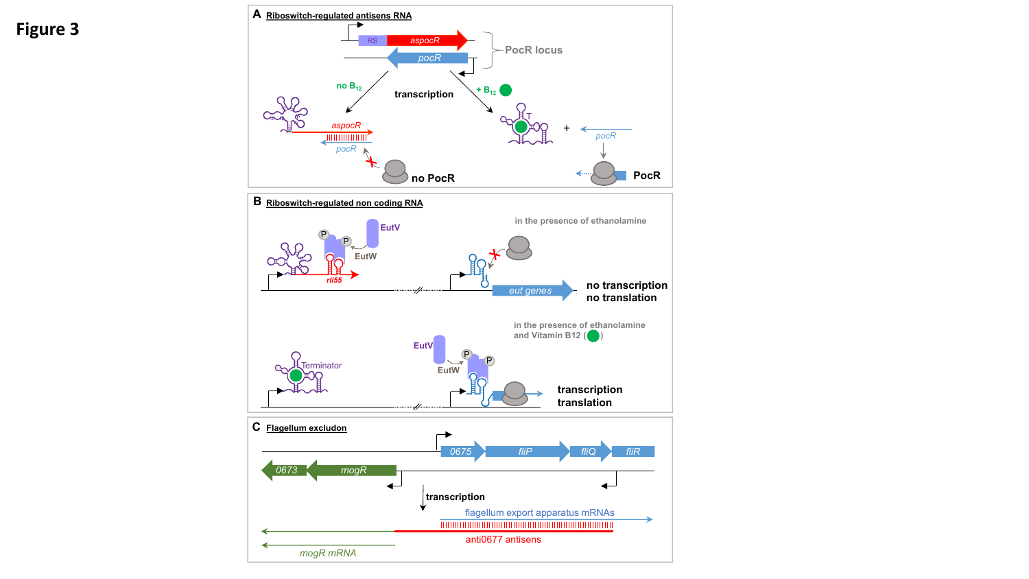# Figure 3

**A** Riboswitch-regulated antisens RNA

**B** Riboswitch-regulated non coding RNA

**C** Flagellum excludon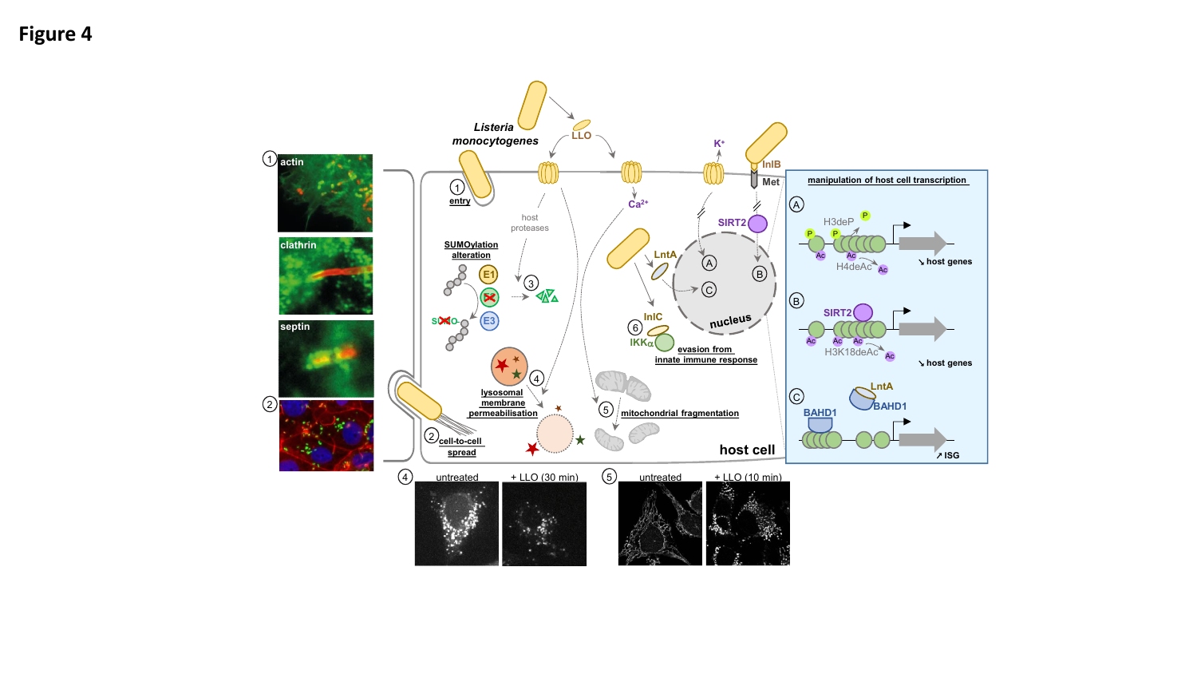# Figure 4

1 actin

clathrin

septin

2

*Listeria monocytogenes*

LLO

1 entry

host proteases

SUMOylation alteration

E1

E3

3

$Ca^{2+}$

$K^+$

InlB

Met

SIRT2

LntA

A

B

C

nucleus

6

InlC

IKKα

evasion from innate immune response

4

lysosomal membrane permeabilisation

5

mitochondrial fragmentation

2 cell-to-cell spread

host cell

manipulation of host cell transcription

A

H3deP

H4deAc

↘ host genes

B

SIRT2

H3K18deAc

↘ host genes

C

LntA

BAHD1

BAHD1

↗ ISG

4 untreated + LLO (30 min)

5 untreated + LLO (10 min)